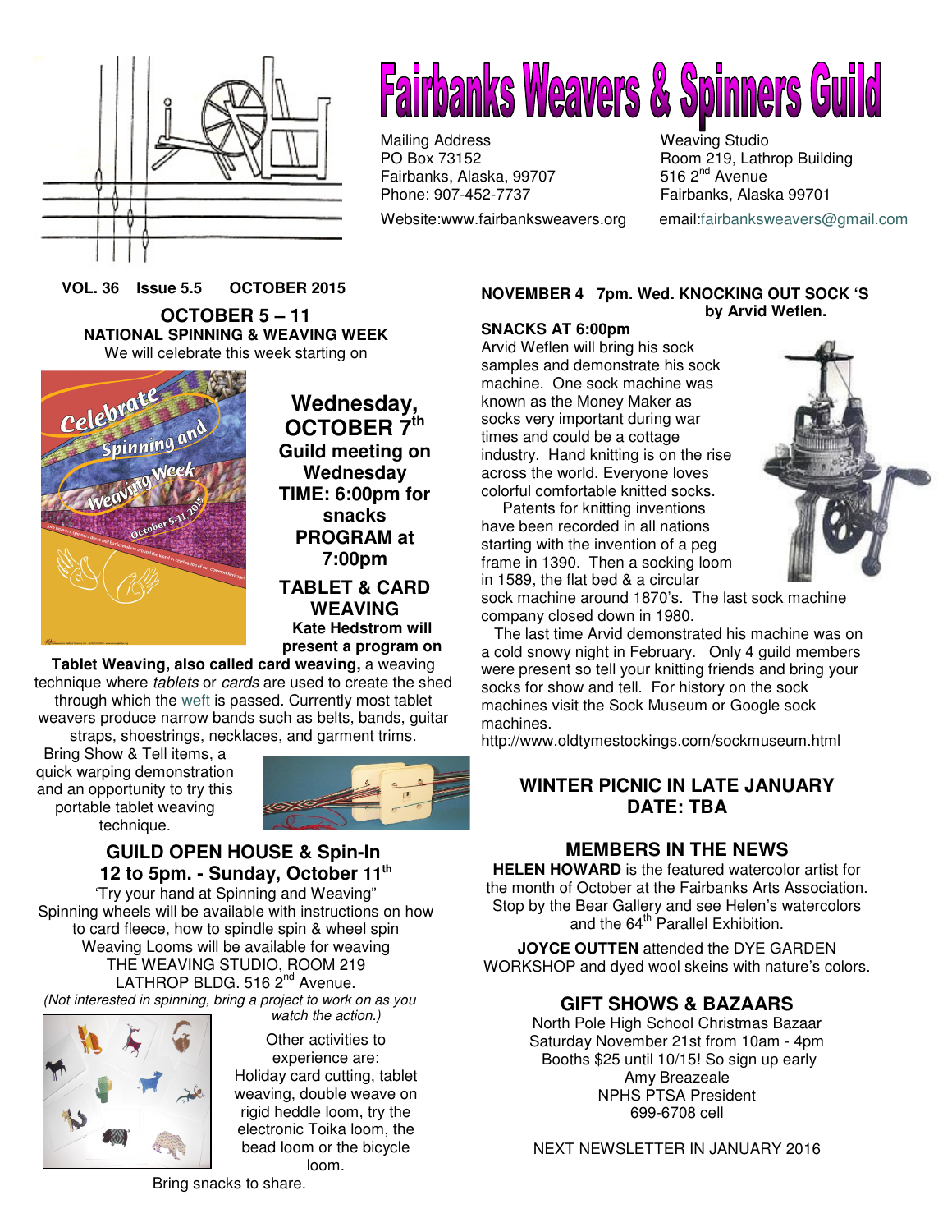# Fairbanks Weavers & Spinners Guild

Mailing Address
PO Box 73152
Fairbanks, Alaska, 99707
Phone: 907-452-7737

Weaving Studio
Room 219, Lathrop Building
516 2nd Avenue
Fairbanks, Alaska 99701

Website:www.fairbanksweavers.org email:fairbanksweavers@gmail.com

**VOL. 36 Issue 5.5 OCTOBER 2015**

## OCTOBER 5 – 11
### NATIONAL SPINNING & WEAVING WEEK

We will celebrate this week starting on

## Wednesday, OCTOBER 7th

**Guild meeting on Wednesday**
**TIME: 6:00pm for snacks**
**PROGRAM at 7:00pm**

### TABLET & CARD WEAVING

**Kate Hedstrom will present a program on Tablet Weaving, also called card weaving,** a weaving technique where *tablets* or *cards* are used to create the shed through which the weft is passed. Currently most tablet weavers produce narrow bands such as belts, bands, guitar straps, shoestrings, necklaces, and garment trims.

Bring Show & Tell items, a quick warping demonstration and an opportunity to try this portable tablet weaving technique.

## GUILD OPEN HOUSE & Spin-In
## 12 to 5pm. - Sunday, October 11th

'Try your hand at Spinning and Weaving"
Spinning wheels will be available with instructions on how to card fleece, how to spindle spin & wheel spin
Weaving Looms will be available for weaving
THE WEAVING STUDIO, ROOM 219
LATHROP BLDG. 516 2nd Avenue.

*(Not interested in spinning, bring a project to work on as you watch the action.)*

Other activities to experience are:
Holiday card cutting, tablet weaving, double weave on rigid heddle loom, try the electronic Toika loom, the bead loom or the bicycle loom.

Bring snacks to share.

**NOVEMBER 4 7pm. Wed. KNOCKING OUT SOCK 'S by Arvid Weflen.**

**SNACKS AT 6:00pm**

Arvid Weflen will bring his sock samples and demonstrate his sock machine. One sock machine was known as the Money Maker as socks very important during war times and could be a cottage industry. Hand knitting is on the rise across the world. Everyone loves colorful comfortable knitted socks.

Patents for knitting inventions have been recorded in all nations starting with the invention of a peg frame in 1390. Then a socking loom in 1589, the flat bed & a circular sock machine around 1870's. The last sock machine company closed down in 1980.

The last time Arvid demonstrated his machine was on a cold snowy night in February. Only 4 guild members were present so tell your knitting friends and bring your socks for show and tell. For history on the sock machines visit the Sock Museum or Google sock machines.

http://www.oldtymestockings.com/sockmuseum.html

## WINTER PICNIC IN LATE JANUARY
## DATE: TBA

## MEMBERS IN THE NEWS

**HELEN HOWARD** is the featured watercolor artist for the month of October at the Fairbanks Arts Association. Stop by the Bear Gallery and see Helen's watercolors and the 64th Parallel Exhibition.

**JOYCE OUTTEN** attended the DYE GARDEN WORKSHOP and dyed wool skeins with nature's colors.

## GIFT SHOWS & BAZAARS

North Pole High School Christmas Bazaar
Saturday November 21st from 10am - 4pm
Booths $25 until 10/15! So sign up early
Amy Breazeale
NPHS PTSA President
699-6708 cell

NEXT NEWSLETTER IN JANUARY 2016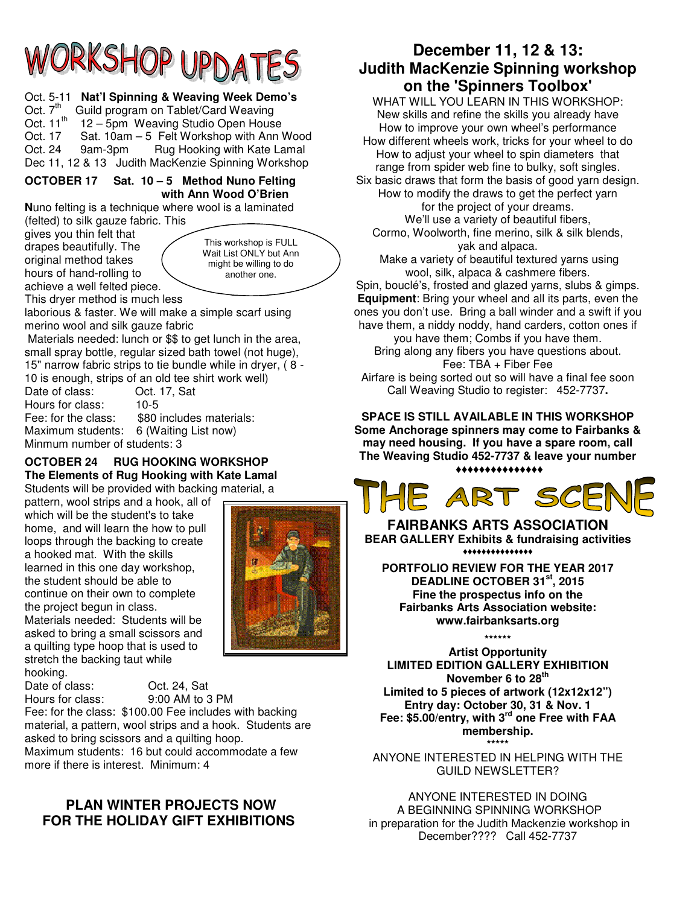# WORKSHOP UPDATES

Oct. 5-11 **Nat'l Spinning & Weaving Week Demo's**
Oct. 7th Guild program on Tablet/Card Weaving
Oct. 11th 12 – 5pm Weaving Studio Open House
Oct. 17 Sat. 10am – 5 Felt Workshop with Ann Wood
Oct. 24 9am-3pm Rug Hooking with Kate Lamal
Dec 11, 12 & 13 Judith MacKenzie Spinning Workshop

**OCTOBER 17 Sat. 10 – 5 Method Nuno Felting with Ann Wood O'Brien**

**N**uno felting is a technique where wool is a laminated (felted) to silk gauze fabric. This gives you thin felt that drapes beautifully. The original method takes hours of hand-rolling to achieve a well felted piece. This dryer method is much less laborious & faster. We will make a simple scarf using merino wool and silk gauze fabric

This workshop is FULL Wait List ONLY but Ann might be willing to do another one.

Materials needed: lunch or $$ to get lunch in the area, small spray bottle, regular sized bath towel (not huge), 15" narrow fabric strips to tie bundle while in dryer, ( 8 - 10 is enough, strips of an old tee shirt work well)
Date of class: Oct. 17, Sat
Hours for class: 10-5
Fee: for the class: $80 includes materials:
Maximum students: 6 (Waiting List now)
Minmum number of students: 3

**OCTOBER 24 RUG HOOKING WORKSHOP**
**The Elements of Rug Hooking with Kate Lamal**

Students will be provided with backing material, a pattern, wool strips and a hook, all of which will be the student's to take home, and will learn the how to pull loops through the backing to create a hooked mat. With the skills learned in this one day workshop, the student should be able to continue on their own to complete the project begun in class.
Materials needed: Students will be asked to bring a small scissors and a quilting type hoop that is used to stretch the backing taut while hooking.
Date of class: Oct. 24, Sat
Hours for class: 9:00 AM to 3 PM
Fee: for the class: $100.00 Fee includes with backing material, a pattern, wool strips and a hook. Students are asked to bring scissors and a quilting hoop.
Maximum students: 16 but could accommodate a few more if there is interest. Minimum: 4

**PLAN WINTER PROJECTS NOW FOR THE HOLIDAY GIFT EXHIBITIONS**

## December 11, 12 & 13: Judith MacKenzie Spinning workshop on the 'Spinners Toolbox'

WHAT WILL YOU LEARN IN THIS WORKSHOP:
New skills and refine the skills you already have
How to improve your own wheel's performance
How different wheels work, tricks for your wheel to do
How to adjust your wheel to spin diameters that range from spider web fine to bulky, soft singles.
Six basic draws that form the basis of good yarn design.
How to modify the draws to get the perfect yarn for the project of your dreams.
We'll use a variety of beautiful fibers, Cormo, Woolworth, fine merino, silk & silk blends, yak and alpaca.
Make a variety of beautiful textured yarns using wool, silk, alpaca & cashmere fibers.
Spin, bouclé's, frosted and glazed yarns, slubs & gimps.
**Equipment**: Bring your wheel and all its parts, even the ones you don't use. Bring a ball winder and a swift if you have them, a niddy noddy, hand carders, cotton ones if you have them; Combs if you have them.
Bring along any fibers you have questions about.
Fee: TBA + Fiber Fee
Airfare is being sorted out so will have a final fee soon
Call Weaving Studio to register: 452-7737**.**

**SPACE IS STILL AVAILABLE IN THIS WORKSHOP**
**Some Anchorage spinners may come to Fairbanks & may need housing. If you have a spare room, call The Weaving Studio 452-7737 & leave your number**

♦♦♦♦♦♦♦♦♦♦♦♦♦♦♦

# THE ART SCENE

**FAIRBANKS ARTS ASSOCIATION**
**BEAR GALLERY Exhibits & fundraising activities**

♦♦♦♦♦♦♦♦♦♦♦♦♦♦

**PORTFOLIO REVIEW FOR THE YEAR 2017**
**DEADLINE OCTOBER 31st, 2015**
**Fine the prospectus info on the Fairbanks Arts Association website: www.fairbanksarts.org**

\*\*\*\*\*\*

**Artist Opportunity**
**LIMITED EDITION GALLERY EXHIBITION**
**November 6 to 28th**
**Limited to 5 pieces of artwork (12x12x12")**
**Entry day: October 30, 31 & Nov. 1**
**Fee: $5.00/entry, with 3rd one Free with FAA membership.**

\*\*\*\*\*

ANYONE INTERESTED IN HELPING WITH THE GUILD NEWSLETTER?

ANYONE INTERESTED IN DOING A BEGINNING SPINNING WORKSHOP in preparation for the Judith Mackenzie workshop in December???? Call 452-7737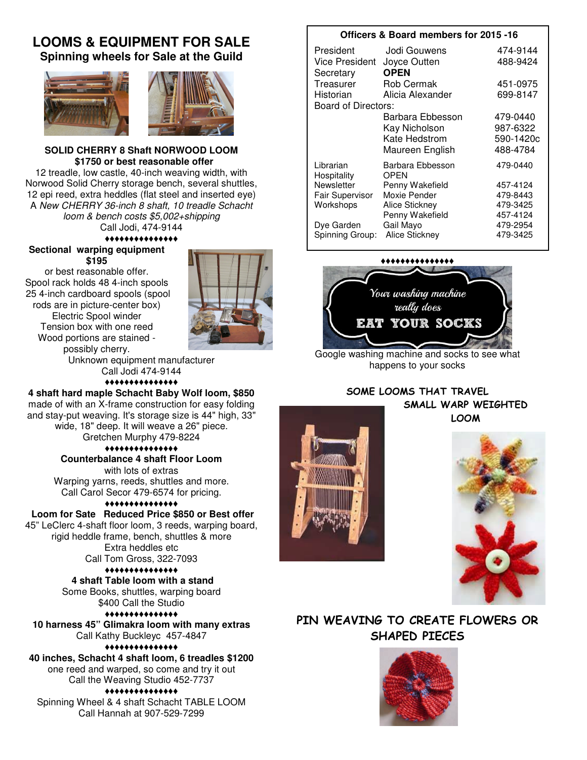# LOOMS & EQUIPMENT FOR SALE

## Spinning wheels for Sale at the Guild

**SOLID CHERRY 8 Shaft NORWOOD LOOM**
**$1750 or best reasonable offer**
12 treadle, low castle, 40-inch weaving width, with Norwood Solid Cherry storage bench, several shuttles, 12 epi reed, extra heddles (flat steel and inserted eye)
A *New CHERRY 36-inch 8 shaft, 10 treadle Schacht loom & bench costs $5,002+shipping*
Call Jodi, 474-9144

♦♦♦♦♦♦♦♦♦♦♦♦♦♦♦

**Sectional warping equipment**
**$195**
or best reasonable offer.
Spool rack holds 48 4-inch spools
25 4-inch cardboard spools (spool rods are in picture-center box)
Electric Spool winder
Tension box with one reed
Wood portions are stained - possibly cherry.
Unknown equipment manufacturer
Call Jodi 474-9144

♦♦♦♦♦♦♦♦♦♦♦♦♦♦♦

**4 shaft hard maple Schacht Baby Wolf loom, $850**
made of with an X-frame construction for easy folding and stay-put weaving. It's storage size is 44" high, 33" wide, 18" deep. It will weave a 26" piece.
Gretchen Murphy 479-8224

♦♦♦♦♦♦♦♦♦♦♦♦♦♦♦

**Counterbalance 4 shaft Floor Loom**
with lots of extras
Warping yarns, reeds, shuttles and more.
Call Carol Secor 479-6574 for pricing.

♦♦♦♦♦♦♦♦♦♦♦♦♦♦♦

**Loom for Sate Reduced Price $850 or Best offer**
45" LeClerc 4-shaft floor loom, 3 reeds, warping board, rigid heddle frame, bench, shuttles & more
Extra heddles etc
Call Tom Gross, 322-7093

♦♦♦♦♦♦♦♦♦♦♦♦♦♦♦

**4 shaft Table loom with a stand**
Some Books, shuttles, warping board
$400 Call the Studio

♦♦♦♦♦♦♦♦♦♦♦♦♦♦♦

**10 harness 45" Glimakra loom with many extras**
Call Kathy Buckleyc 457-4847

♦♦♦♦♦♦♦♦♦♦♦♦♦♦♦

**40 inches, Schacht 4 shaft loom, 6 treadles $1200**
one reed and warped, so come and try it out
Call the Weaving Studio 452-7737

♦♦♦♦♦♦♦♦♦♦♦♦♦♦♦

Spinning Wheel & 4 shaft Schacht TABLE LOOM
Call Hannah at 907-529-7299

**Officers & Board members for 2015 -16**

| | | |
|---|---|---|
| President | Jodi Gouwens | 474-9144 |
| Vice President | Joyce Outten | 488-9424 |
| Secretary | **OPEN** | |
| Treasurer | Rob Cermak | 451-0975 |
| Historian | Alicia Alexander | 699-8147 |
| Board of Directors: | | |
| | Barbara Ebbesson | 479-0440 |
| | Kay Nicholson | 987-6322 |
| | Kate Hedstrom | 590-1420c |
| | Maureen English | 488-4784 |
| Librarian | Barbara Ebbesson | 479-0440 |
| Hospitality | OPEN | |
| Newsletter | Penny Wakefield | 457-4124 |
| Fair Supervisor | Moxie Pender | 479-8443 |
| Workshops | Alice Stickney | 479-3425 |
| | Penny Wakefield | 457-4124 |
| Dye Garden | Gail Mayo | 479-2954 |
| Spinning Group: | Alice Stickney | 479-3425 |

♦♦♦♦♦♦♦♦♦♦♦♦♦♦♦

Your washing machine really does EAT YOUR SOCKS

Google washing machine and socks to see what happens to your socks

**SOME LOOMS THAT TRAVEL**

**SMALL WARP WEIGHTED LOOM**

**PIN WEAVING TO CREATE FLOWERS OR SHAPED PIECES**